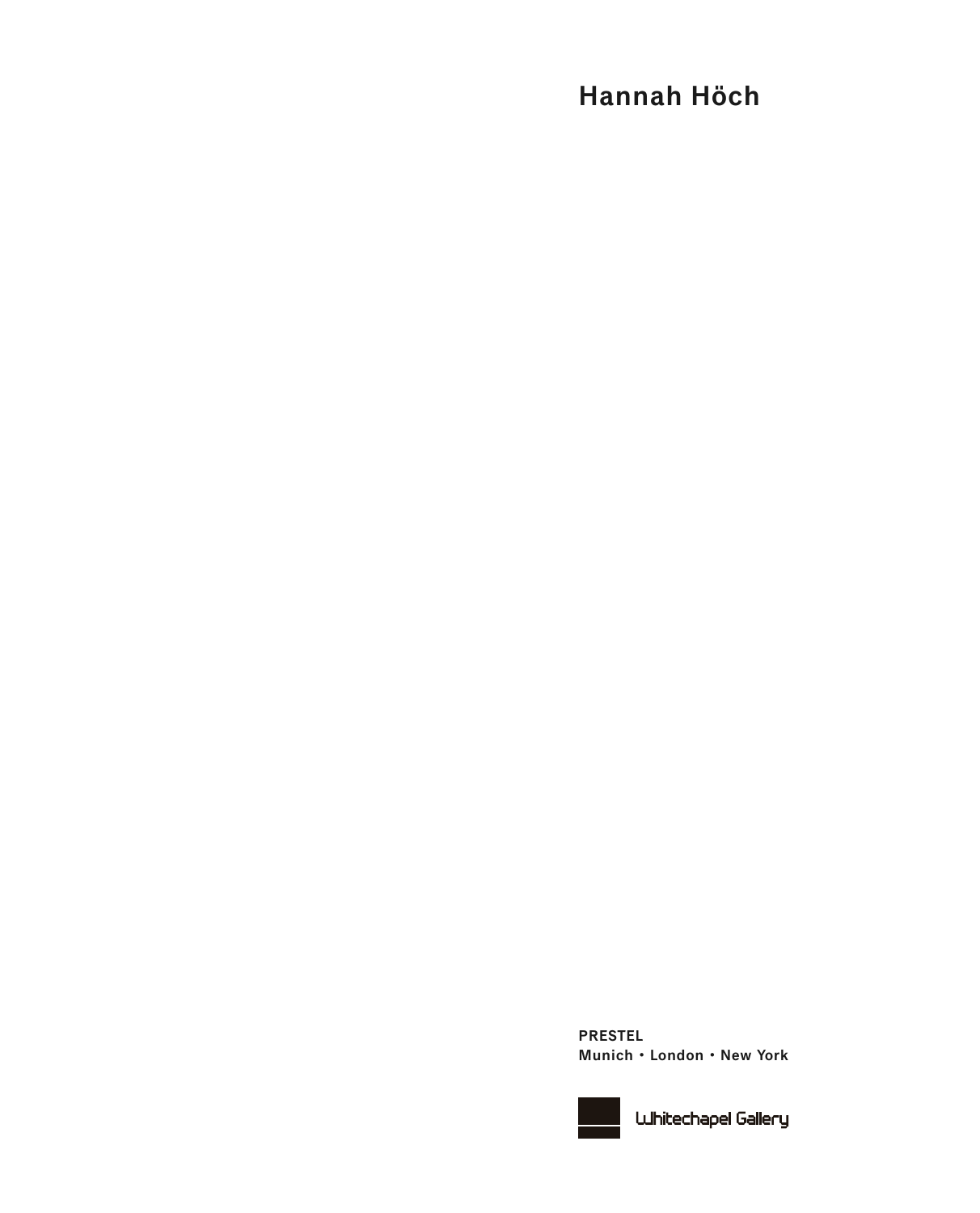# Hannah Höch

**PRESTEL**
**Munich • London • New York**

Whitechapel Gallery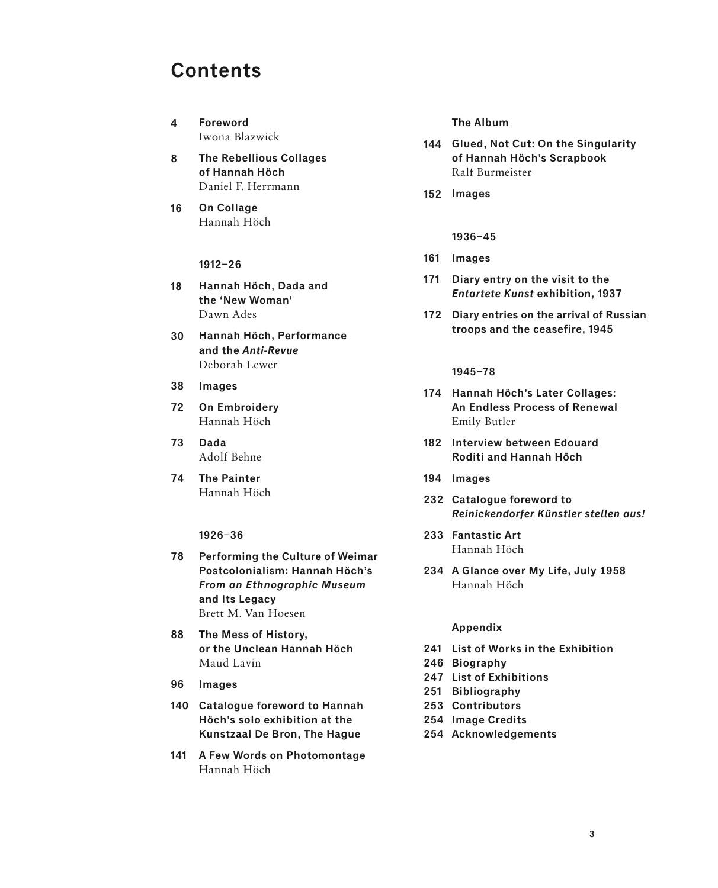# Contents

4 **Foreword**
Iwona Blazwick

8 **The Rebellious Collages of Hannah Höch**
Daniel F. Herrmann

16 **On Collage**
Hannah Höch

### 1912–26

18 **Hannah Höch, Dada and the 'New Woman'**
Dawn Ades

30 **Hannah Höch, Performance and the *Anti-Revue***
Deborah Lewer

38 **Images**

72 **On Embroidery**
Hannah Höch

73 **Dada**
Adolf Behne

74 **The Painter**
Hannah Höch

### 1926–36

78 **Performing the Culture of Weimar Postcolonialism: Hannah Höch's *From an Ethnographic Museum* and Its Legacy**
Brett M. Van Hoesen

88 **The Mess of History, or the Unclean Hannah Höch**
Maud Lavin

96 **Images**

140 **Catalogue foreword to Hannah Höch's solo exhibition at the Kunstzaal De Bron, The Hague**

141 **A Few Words on Photomontage**
Hannah Höch

### The Album

144 **Glued, Not Cut: On the Singularity of Hannah Höch's Scrapbook**
Ralf Burmeister

152 **Images**

### 1936–45

161 **Images**

171 **Diary entry on the visit to the *Entartete Kunst* exhibition, 1937**

172 **Diary entries on the arrival of Russian troops and the ceasefire, 1945**

### 1945–78

174 **Hannah Höch's Later Collages: An Endless Process of Renewal**
Emily Butler

182 **Interview between Edouard Roditi and Hannah Höch**

194 **Images**

232 **Catalogue foreword to *Reinickendorfer Künstler stellen aus!***

233 **Fantastic Art**
Hannah Höch

234 **A Glance over My Life, July 1958**
Hannah Höch

### Appendix

241 **List of Works in the Exhibition**
246 **Biography**
247 **List of Exhibitions**
251 **Bibliography**
253 **Contributors**
254 **Image Credits**
254 **Acknowledgements**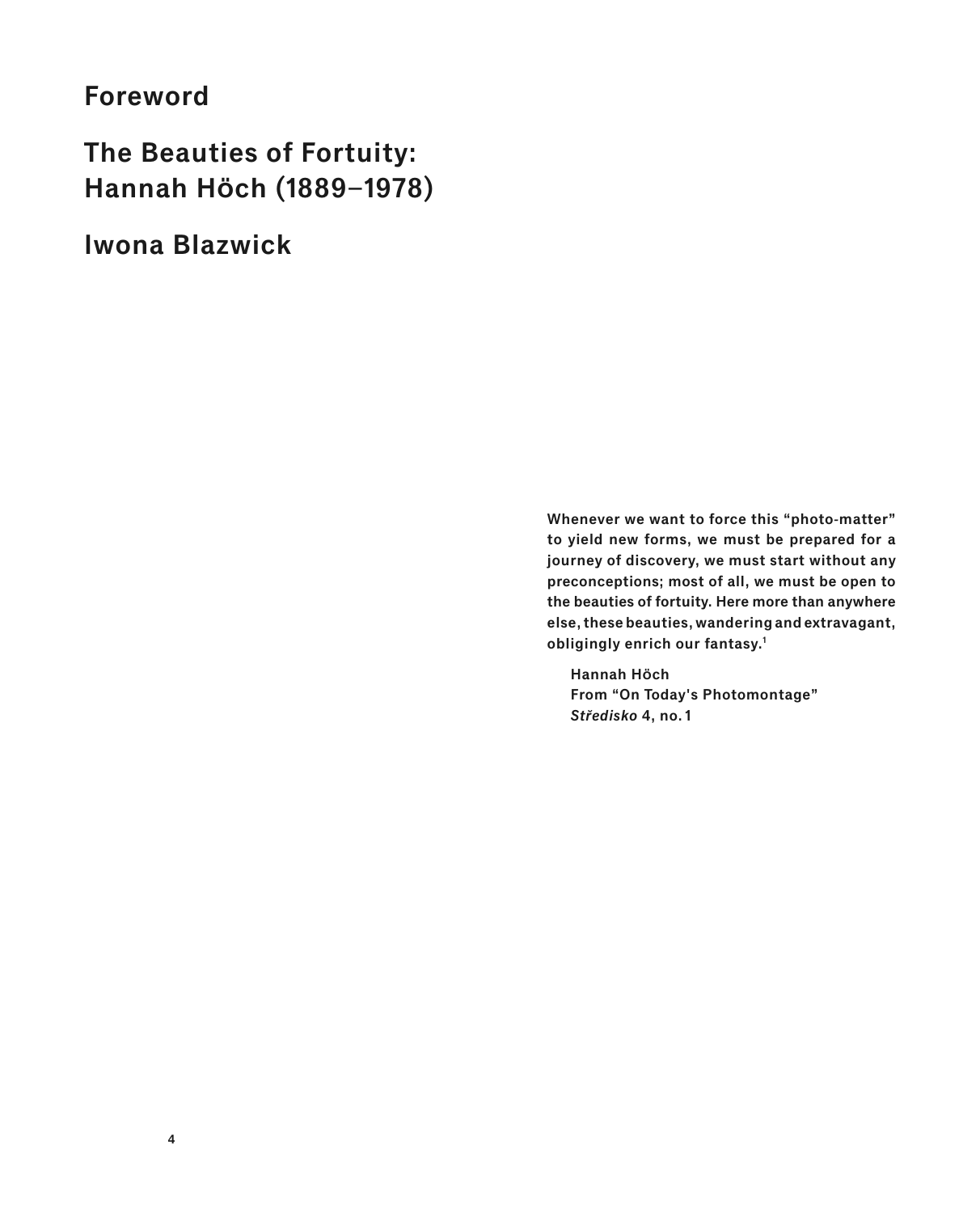# Foreword

## The Beauties of Fortuity: Hannah Höch (1889–1978)

## Iwona Blazwick

**Whenever we want to force this "photo-matter" to yield new forms, we must be prepared for a journey of discovery, we must start without any preconceptions; most of all, we must be open to the beauties of fortuity. Here more than anywhere else, these beauties, wandering and extravagant, obligingly enrich our fantasy.[1]**

**Hannah Höch**
**From "On Today's Photomontage"**
***Středisko* 4, no. 1**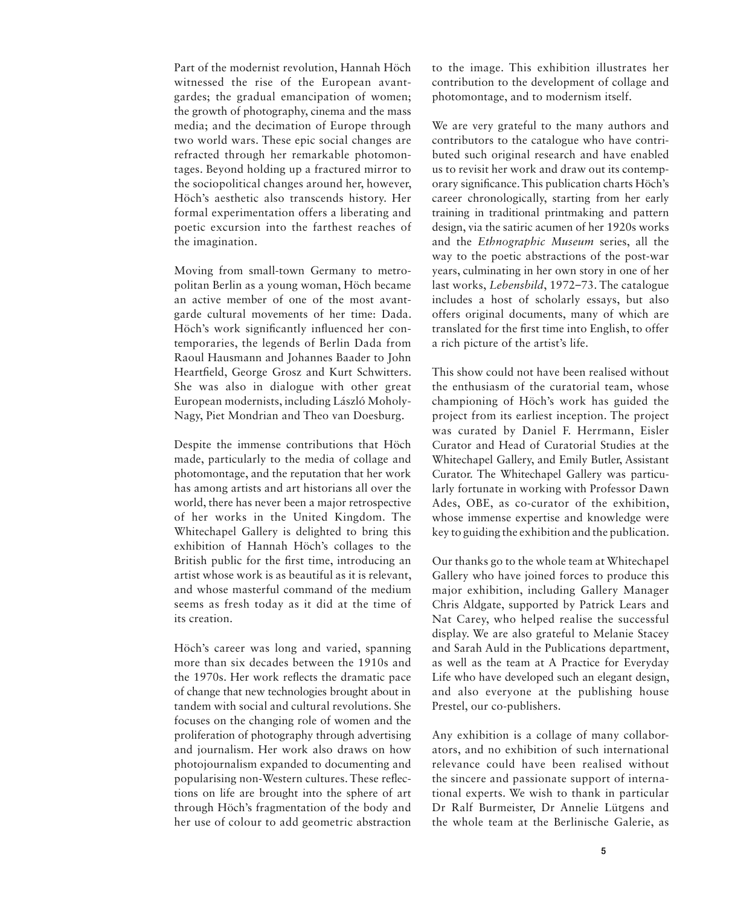Part of the modernist revolution, Hannah Höch witnessed the rise of the European avant-gardes; the gradual emancipation of women; the growth of photography, cinema and the mass media; and the decimation of Europe through two world wars. These epic social changes are refracted through her remarkable photomontages. Beyond holding up a fractured mirror to the sociopolitical changes around her, however, Höch's aesthetic also transcends history. Her formal experimentation offers a liberating and poetic excursion into the farthest reaches of the imagination.

Moving from small-town Germany to metropolitan Berlin as a young woman, Höch became an active member of one of the most avant-garde cultural movements of her time: Dada. Höch's work significantly influenced her contemporaries, the legends of Berlin Dada from Raoul Hausmann and Johannes Baader to John Heartfield, George Grosz and Kurt Schwitters. She was also in dialogue with other great European modernists, including László Moholy-Nagy, Piet Mondrian and Theo van Doesburg.

Despite the immense contributions that Höch made, particularly to the media of collage and photomontage, and the reputation that her work has among artists and art historians all over the world, there has never been a major retrospective of her works in the United Kingdom. The Whitechapel Gallery is delighted to bring this exhibition of Hannah Höch's collages to the British public for the first time, introducing an artist whose work is as beautiful as it is relevant, and whose masterful command of the medium seems as fresh today as it did at the time of its creation.

Höch's career was long and varied, spanning more than six decades between the 1910s and the 1970s. Her work reflects the dramatic pace of change that new technologies brought about in tandem with social and cultural revolutions. She focuses on the changing role of women and the proliferation of photography through advertising and journalism. Her work also draws on how photojournalism expanded to documenting and popularising non-Western cultures. These reflections on life are brought into the sphere of art through Höch's fragmentation of the body and her use of colour to add geometric abstraction to the image. This exhibition illustrates her contribution to the development of collage and photomontage, and to modernism itself.

We are very grateful to the many authors and contributors to the catalogue who have contributed such original research and have enabled us to revisit her work and draw out its contemporary significance. This publication charts Höch's career chronologically, starting from her early training in traditional printmaking and pattern design, via the satiric acumen of her 1920s works and the *Ethnographic Museum* series, all the way to the poetic abstractions of the post-war years, culminating in her own story in one of her last works, *Lebensbild*, 1972–73. The catalogue includes a host of scholarly essays, but also offers original documents, many of which are translated for the first time into English, to offer a rich picture of the artist's life.

This show could not have been realised without the enthusiasm of the curatorial team, whose championing of Höch's work has guided the project from its earliest inception. The project was curated by Daniel F. Herrmann, Eisler Curator and Head of Curatorial Studies at the Whitechapel Gallery, and Emily Butler, Assistant Curator. The Whitechapel Gallery was particularly fortunate in working with Professor Dawn Ades, OBE, as co-curator of the exhibition, whose immense expertise and knowledge were key to guiding the exhibition and the publication.

Our thanks go to the whole team at Whitechapel Gallery who have joined forces to produce this major exhibition, including Gallery Manager Chris Aldgate, supported by Patrick Lears and Nat Carey, who helped realise the successful display. We are also grateful to Melanie Stacey and Sarah Auld in the Publications department, as well as the team at A Practice for Everyday Life who have developed such an elegant design, and also everyone at the publishing house Prestel, our co-publishers.

Any exhibition is a collage of many collaborators, and no exhibition of such international relevance could have been realised without the sincere and passionate support of international experts. We wish to thank in particular Dr Ralf Burmeister, Dr Annelie Lütgens and the whole team at the Berlinische Galerie, as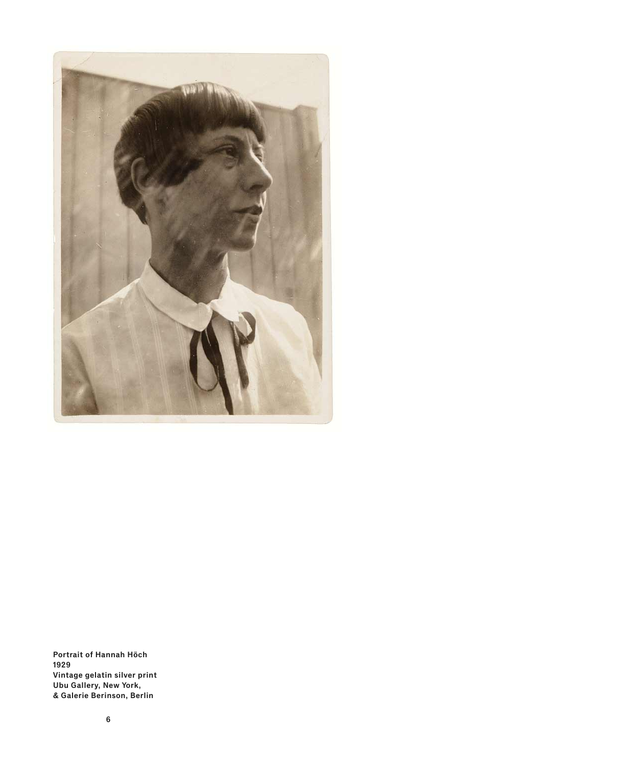**Portrait of Hannah Höch**
**1929**
**Vintage gelatin silver print**
**Ubu Gallery, New York,**
**& Galerie Berinson, Berlin**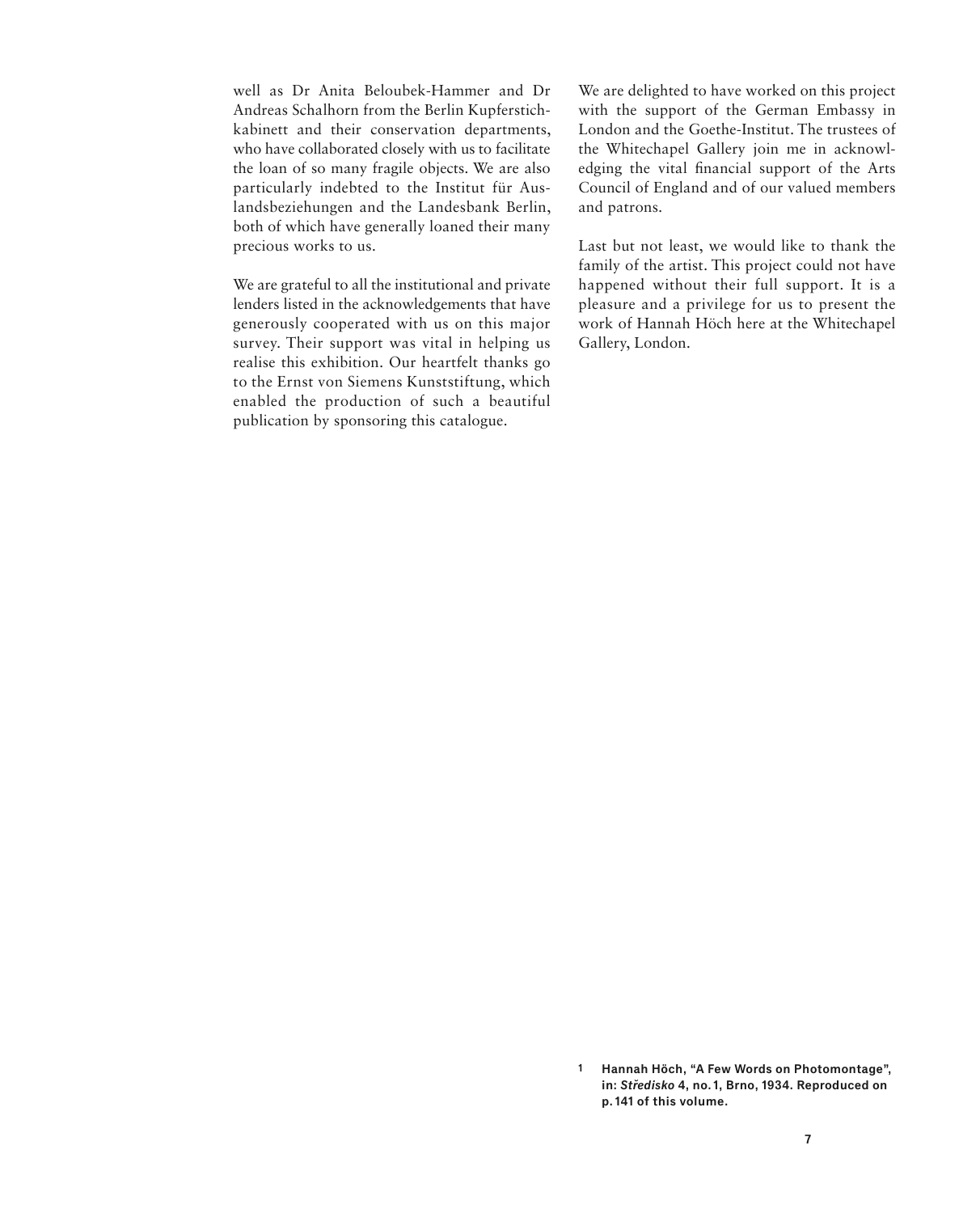well as Dr Anita Beloubek-Hammer and Dr Andreas Schalhorn from the Berlin Kupferstichkabinett and their conservation departments, who have collaborated closely with us to facilitate the loan of so many fragile objects. We are also particularly indebted to the Institut für Auslandsbeziehungen and the Landesbank Berlin, both of which have generally loaned their many precious works to us.

We are grateful to all the institutional and private lenders listed in the acknowledgements that have generously cooperated with us on this major survey. Their support was vital in helping us realise this exhibition. Our heartfelt thanks go to the Ernst von Siemens Kunststiftung, which enabled the production of such a beautiful publication by sponsoring this catalogue.

We are delighted to have worked on this project with the support of the German Embassy in London and the Goethe-Institut. The trustees of the Whitechapel Gallery join me in acknowledging the vital financial support of the Arts Council of England and of our valued members and patrons.

Last but not least, we would like to thank the family of the artist. This project could not have happened without their full support. It is a pleasure and a privilege for us to present the work of Hannah Höch here at the Whitechapel Gallery, London.

1 **Hannah Höch, "A Few Words on Photomontage", in: *Středisko* 4, no. 1, Brno, 1934. Reproduced on p. 141 of this volume.**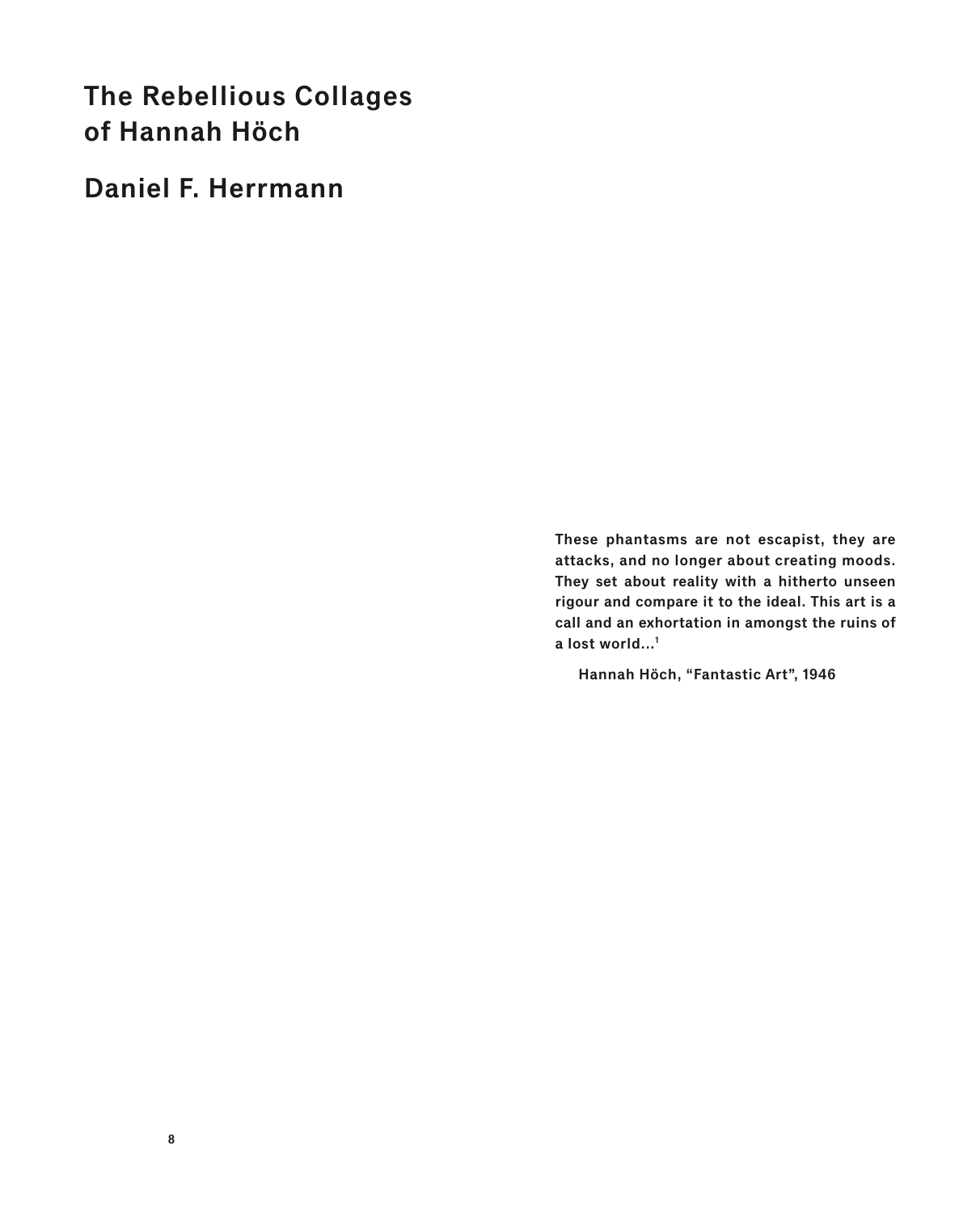# The Rebellious Collages of Hannah Höch

## Daniel F. Herrmann

**These phantasms are not escapist, they are attacks, and no longer about creating moods. They set about reality with a hitherto unseen rigour and compare it to the ideal. This art is a call and an exhortation in amongst the ruins of a lost world…**[1]

**Hannah Höch, "Fantastic Art", 1946**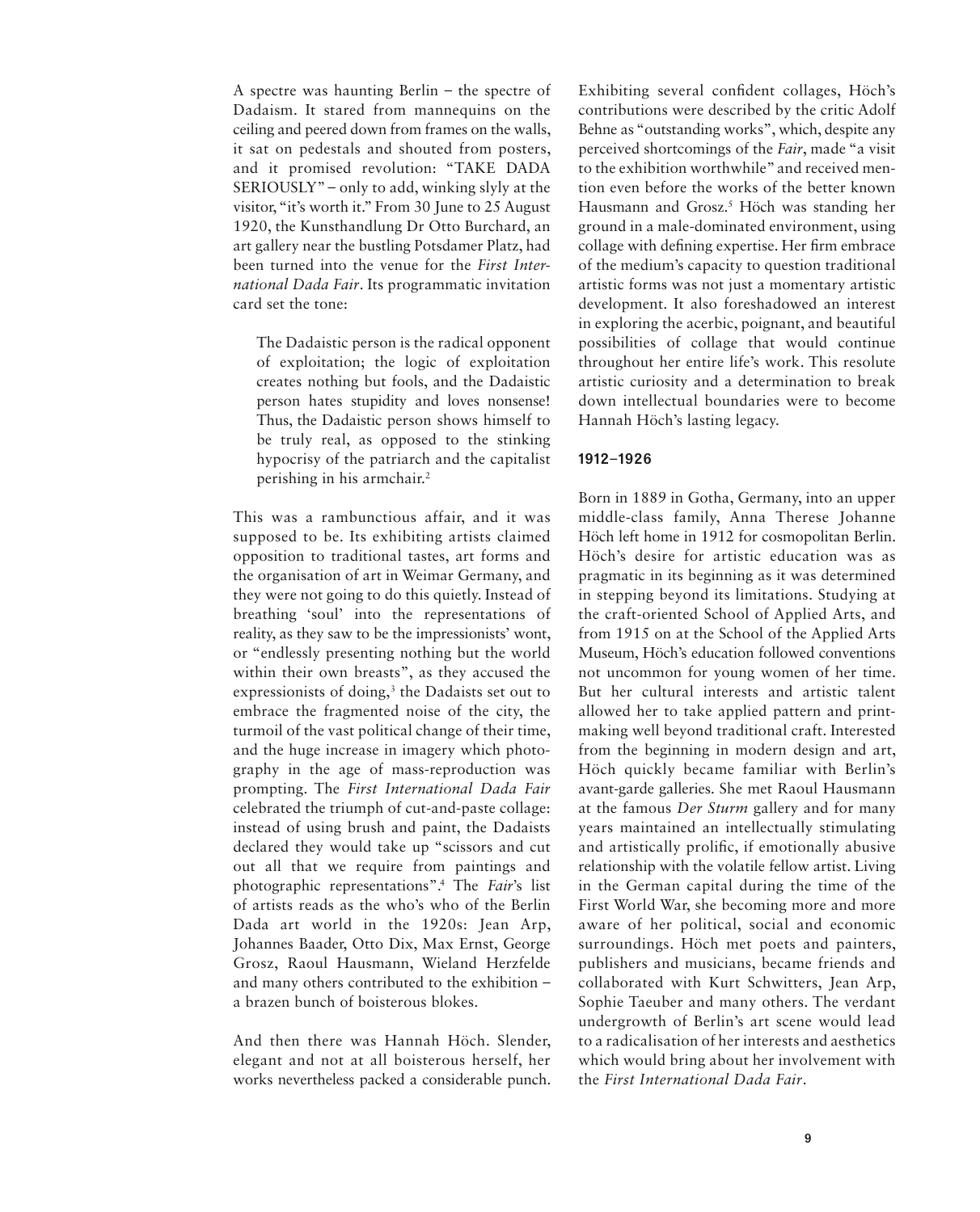A spectre was haunting Berlin – the spectre of Dadaism. It stared from mannequins on the ceiling and peered down from frames on the walls, it sat on pedestals and shouted from posters, and it promised revolution: "TAKE DADA SERIOUSLY" – only to add, winking slyly at the visitor, "it's worth it." From 30 June to 25 August 1920, the Kunsthandlung Dr Otto Burchard, an art gallery near the bustling Potsdamer Platz, had been turned into the venue for the *First International Dada Fair*. Its programmatic invitation card set the tone:

> The Dadaistic person is the radical opponent of exploitation; the logic of exploitation creates nothing but fools, and the Dadaistic person hates stupidity and loves nonsense! Thus, the Dadaistic person shows himself to be truly real, as opposed to the stinking hypocrisy of the patriarch and the capitalist perishing in his armchair.[2]

This was a rambunctious affair, and it was supposed to be. Its exhibiting artists claimed opposition to traditional tastes, art forms and the organisation of art in Weimar Germany, and they were not going to do this quietly. Instead of breathing 'soul' into the representations of reality, as they saw to be the impressionists' wont, or "endlessly presenting nothing but the world within their own breasts", as they accused the expressionists of doing,[3] the Dadaists set out to embrace the fragmented noise of the city, the turmoil of the vast political change of their time, and the huge increase in imagery which photography in the age of mass-reproduction was prompting. The *First International Dada Fair* celebrated the triumph of cut-and-paste collage: instead of using brush and paint, the Dadaists declared they would take up "scissors and cut out all that we require from paintings and photographic representations".[4] The *Fair*'s list of artists reads as the who's who of the Berlin Dada art world in the 1920s: Jean Arp, Johannes Baader, Otto Dix, Max Ernst, George Grosz, Raoul Hausmann, Wieland Herzfelde and many others contributed to the exhibition – a brazen bunch of boisterous blokes.

And then there was Hannah Höch. Slender, elegant and not at all boisterous herself, her works nevertheless packed a considerable punch. Exhibiting several confident collages, Höch's contributions were described by the critic Adolf Behne as "outstanding works", which, despite any perceived shortcomings of the *Fair*, made "a visit to the exhibition worthwhile" and received mention even before the works of the better known Hausmann and Grosz.[5] Höch was standing her ground in a male-dominated environment, using collage with defining expertise. Her firm embrace of the medium's capacity to question traditional artistic forms was not just a momentary artistic development. It also foreshadowed an interest in exploring the acerbic, poignant, and beautiful possibilities of collage that would continue throughout her entire life's work. This resolute artistic curiosity and a determination to break down intellectual boundaries were to become Hannah Höch's lasting legacy.

## 1912–1926

Born in 1889 in Gotha, Germany, into an upper middle-class family, Anna Therese Johanne Höch left home in 1912 for cosmopolitan Berlin. Höch's desire for artistic education was as pragmatic in its beginning as it was determined in stepping beyond its limitations. Studying at the craft-oriented School of Applied Arts, and from 1915 on at the School of the Applied Arts Museum, Höch's education followed conventions not uncommon for young women of her time. But her cultural interests and artistic talent allowed her to take applied pattern and print-making well beyond traditional craft. Interested from the beginning in modern design and art, Höch quickly became familiar with Berlin's avant-garde galleries. She met Raoul Hausmann at the famous *Der Sturm* gallery and for many years maintained an intellectually stimulating and artistically prolific, if emotionally abusive relationship with the volatile fellow artist. Living in the German capital during the time of the First World War, she becoming more and more aware of her political, social and economic surroundings. Höch met poets and painters, publishers and musicians, became friends and collaborated with Kurt Schwitters, Jean Arp, Sophie Taeuber and many others. The verdant undergrowth of Berlin's art scene would lead to a radicalisation of her interests and aesthetics which would bring about her involvement with the *First International Dada Fair*.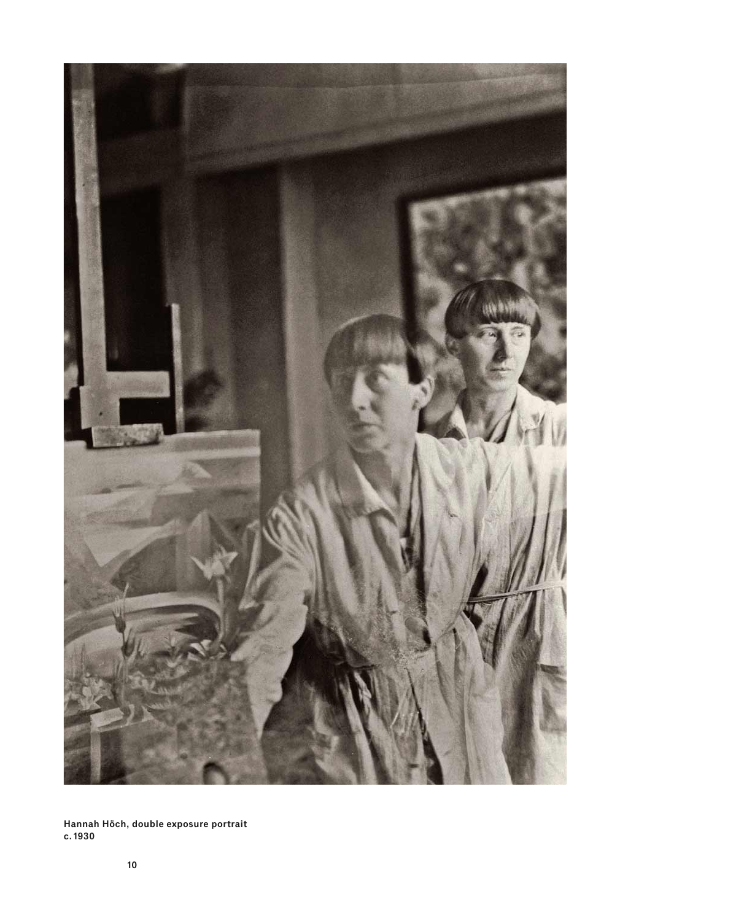**Hannah Höch, double exposure portrait**
**c. 1930**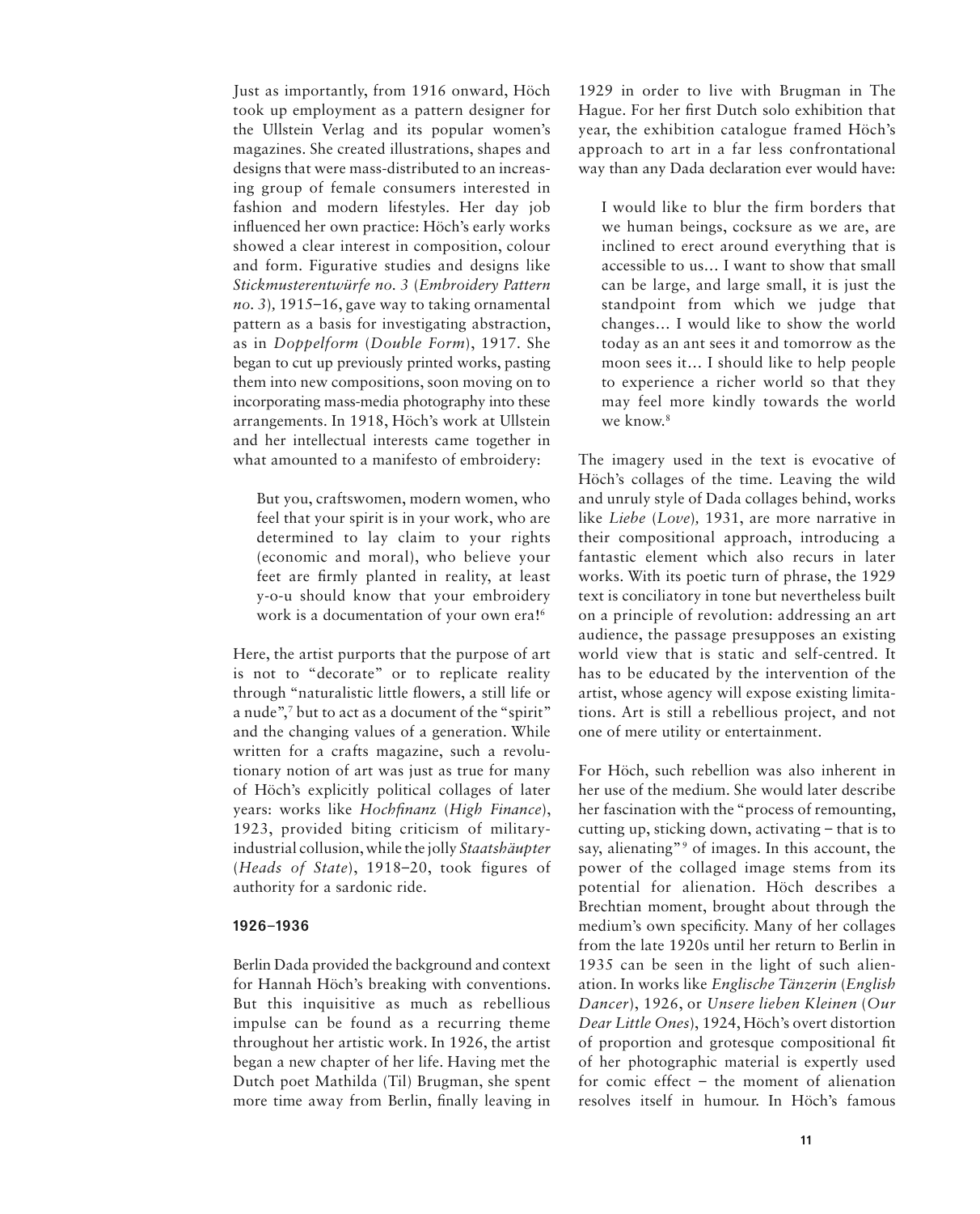Just as importantly, from 1916 onward, Höch took up employment as a pattern designer for the Ullstein Verlag and its popular women's magazines. She created illustrations, shapes and designs that were mass-distributed to an increasing group of female consumers interested in fashion and modern lifestyles. Her day job influenced her own practice: Höch's early works showed a clear interest in composition, colour and form. Figurative studies and designs like *Stickmusterentwürfe no. 3* (*Embroidery Pattern no. 3*), 1915–16, gave way to taking ornamental pattern as a basis for investigating abstraction, as in *Doppelform* (*Double Form*), 1917. She began to cut up previously printed works, pasting them into new compositions, soon moving on to incorporating mass-media photography into these arrangements. In 1918, Höch's work at Ullstein and her intellectual interests came together in what amounted to a manifesto of embroidery:

> But you, craftswomen, modern women, who feel that your spirit is in your work, who are determined to lay claim to your rights (economic and moral), who believe your feet are firmly planted in reality, at least y-o-u should know that your embroidery work is a documentation of your own era![6]

Here, the artist purports that the purpose of art is not to "decorate" or to replicate reality through "naturalistic little flowers, a still life or a nude",[7] but to act as a document of the "spirit" and the changing values of a generation. While written for a crafts magazine, such a revolutionary notion of art was just as true for many of Höch's explicitly political collages of later years: works like *Hochfinanz* (*High Finance*), 1923, provided biting criticism of military-industrial collusion, while the jolly *Staatshäupter* (*Heads of State*), 1918–20, took figures of authority for a sardonic ride.

### 1926–1936

Berlin Dada provided the background and context for Hannah Höch's breaking with conventions. But this inquisitive as much as rebellious impulse can be found as a recurring theme throughout her artistic work. In 1926, the artist began a new chapter of her life. Having met the Dutch poet Mathilda (Til) Brugman, she spent more time away from Berlin, finally leaving in 1929 in order to live with Brugman in The Hague. For her first Dutch solo exhibition that year, the exhibition catalogue framed Höch's approach to art in a far less confrontational way than any Dada declaration ever would have:

> I would like to blur the firm borders that we human beings, cocksure as we are, are inclined to erect around everything that is accessible to us… I want to show that small can be large, and large small, it is just the standpoint from which we judge that changes… I would like to show the world today as an ant sees it and tomorrow as the moon sees it… I should like to help people to experience a richer world so that they may feel more kindly towards the world we know.[8]

The imagery used in the text is evocative of Höch's collages of the time. Leaving the wild and unruly style of Dada collages behind, works like *Liebe* (*Love*), 1931, are more narrative in their compositional approach, introducing a fantastic element which also recurs in later works. With its poetic turn of phrase, the 1929 text is conciliatory in tone but nevertheless built on a principle of revolution: addressing an art audience, the passage presupposes an existing world view that is static and self-centred. It has to be educated by the intervention of the artist, whose agency will expose existing limitations. Art is still a rebellious project, and not one of mere utility or entertainment.

For Höch, such rebellion was also inherent in her use of the medium. She would later describe her fascination with the "process of remounting, cutting up, sticking down, activating – that is to say, alienating"[9] of images. In this account, the power of the collaged image stems from its potential for alienation. Höch describes a Brechtian moment, brought about through the medium's own specificity. Many of her collages from the late 1920s until her return to Berlin in 1935 can be seen in the light of such alienation. In works like *Englische Tänzerin* (*English Dancer*), 1926, or *Unsere lieben Kleinen* (*Our Dear Little Ones*), 1924, Höch's overt distortion of proportion and grotesque compositional fit of her photographic material is expertly used for comic effect – the moment of alienation resolves itself in humour. In Höch's famous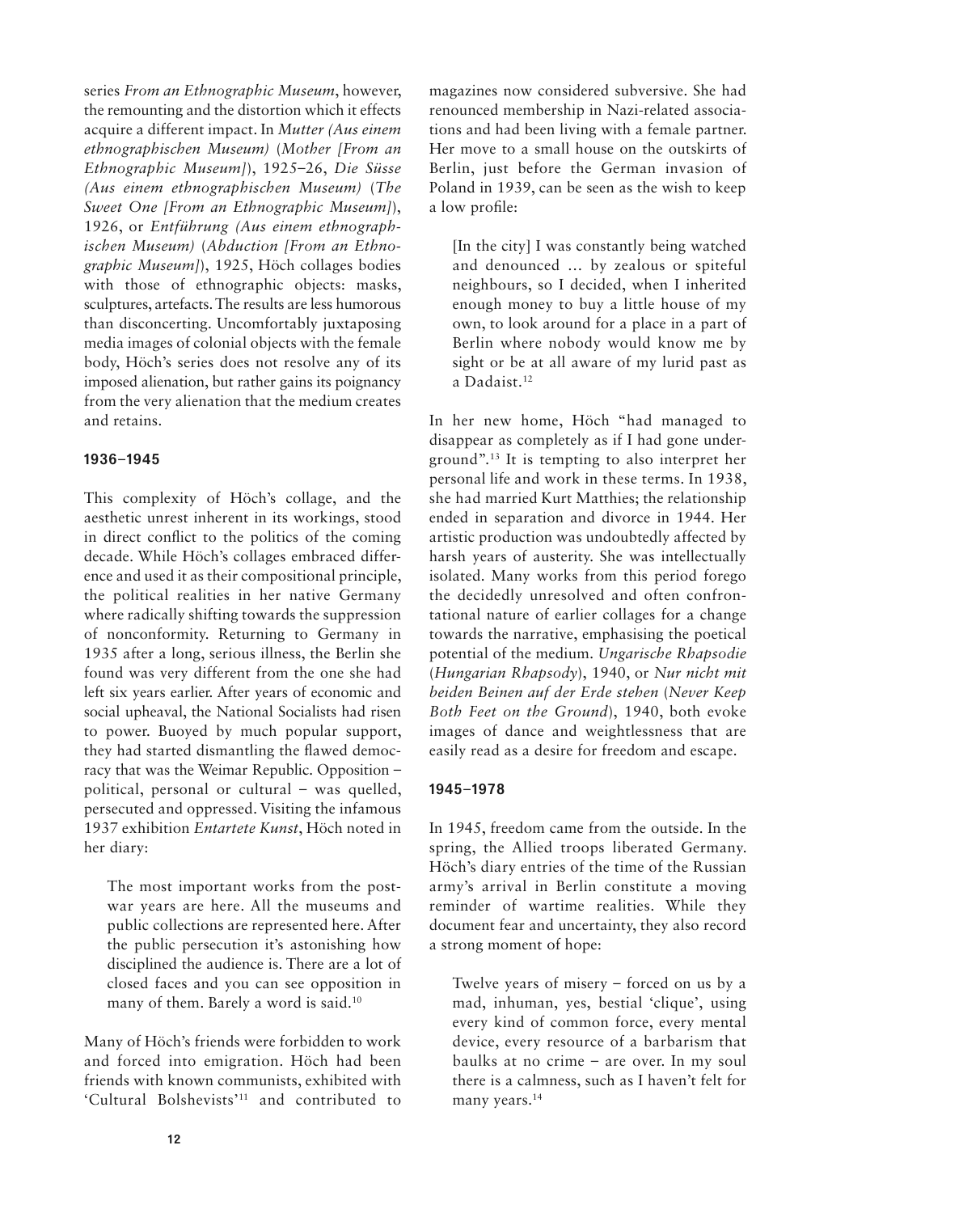series *From an Ethnographic Museum*, however, the remounting and the distortion which it effects acquire a different impact. In *Mutter (Aus einem ethnographischen Museum)* (*Mother [From an Ethnographic Museum]*), 1925–26, *Die Süsse (Aus einem ethnographischen Museum)* (*The Sweet One [From an Ethnographic Museum]*), 1926, or *Entführung (Aus einem ethnographischen Museum)* (*Abduction [From an Ethnographic Museum]*), 1925, Höch collages bodies with those of ethnographic objects: masks, sculptures, artefacts. The results are less humorous than disconcerting. Uncomfortably juxtaposing media images of colonial objects with the female body, Höch's series does not resolve any of its imposed alienation, but rather gains its poignancy from the very alienation that the medium creates and retains.

### 1936–1945

This complexity of Höch's collage, and the aesthetic unrest inherent in its workings, stood in direct conflict to the politics of the coming decade. While Höch's collages embraced difference and used it as their compositional principle, the political realities in her native Germany where radically shifting towards the suppression of nonconformity. Returning to Germany in 1935 after a long, serious illness, the Berlin she found was very different from the one she had left six years earlier. After years of economic and social upheaval, the National Socialists had risen to power. Buoyed by much popular support, they had started dismantling the flawed democracy that was the Weimar Republic. Opposition – political, personal or cultural – was quelled, persecuted and oppressed. Visiting the infamous 1937 exhibition *Entartete Kunst*, Höch noted in her diary:

> The most important works from the post-war years are here. All the museums and public collections are represented here. After the public persecution it's astonishing how disciplined the audience is. There are a lot of closed faces and you can see opposition in many of them. Barely a word is said.[10]

Many of Höch's friends were forbidden to work and forced into emigration. Höch had been friends with known communists, exhibited with 'Cultural Bolshevists'[11] and contributed to magazines now considered subversive. She had renounced membership in Nazi-related associations and had been living with a female partner. Her move to a small house on the outskirts of Berlin, just before the German invasion of Poland in 1939, can be seen as the wish to keep a low profile:

> [In the city] I was constantly being watched and denounced ... by zealous or spiteful neighbours, so I decided, when I inherited enough money to buy a little house of my own, to look around for a place in a part of Berlin where nobody would know me by sight or be at all aware of my lurid past as a Dadaist.[12]

In her new home, Höch "had managed to disappear as completely as if I had gone underground".[13] It is tempting to also interpret her personal life and work in these terms. In 1938, she had married Kurt Matthies; the relationship ended in separation and divorce in 1944. Her artistic production was undoubtedly affected by harsh years of austerity. She was intellectually isolated. Many works from this period forego the decidedly unresolved and often confrontational nature of earlier collages for a change towards the narrative, emphasising the poetical potential of the medium. *Ungarische Rhapsodie* (*Hungarian Rhapsody*), 1940, or *Nur nicht mit beiden Beinen auf der Erde stehen* (*Never Keep Both Feet on the Ground*), 1940, both evoke images of dance and weightlessness that are easily read as a desire for freedom and escape.

### 1945–1978

In 1945, freedom came from the outside. In the spring, the Allied troops liberated Germany. Höch's diary entries of the time of the Russian army's arrival in Berlin constitute a moving reminder of wartime realities. While they document fear and uncertainty, they also record a strong moment of hope:

> Twelve years of misery – forced on us by a mad, inhuman, yes, bestial 'clique', using every kind of common force, every mental device, every resource of a barbarism that baulks at no crime – are over. In my soul there is a calmness, such as I haven't felt for many years.[14]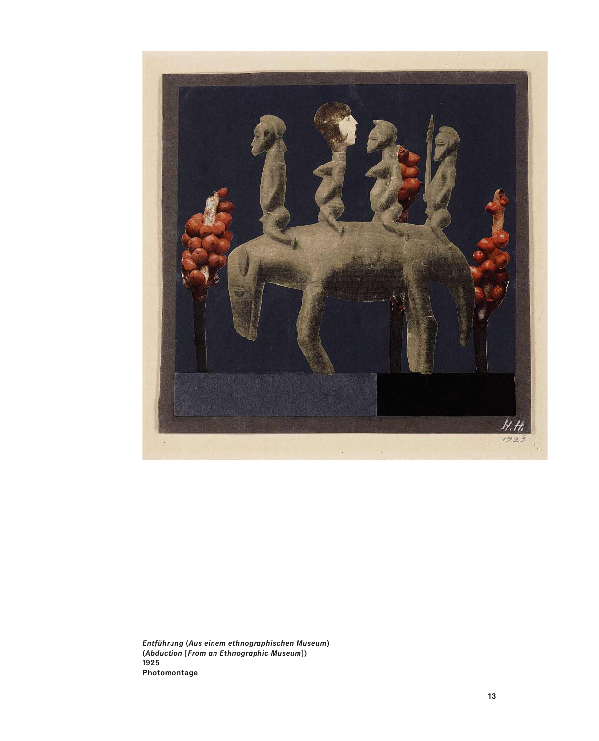***Entführung* (*Aus einem ethnographischen Museum*)**
**(*Abduction* [*From an Ethnographic Museum*])**
**1925**
**Photomontage**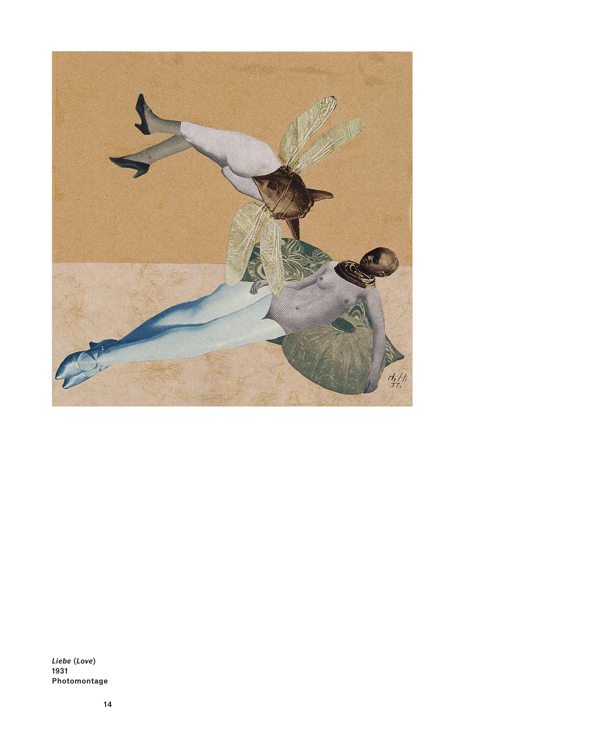*Liebe* (*Love*)
1931
Photomontage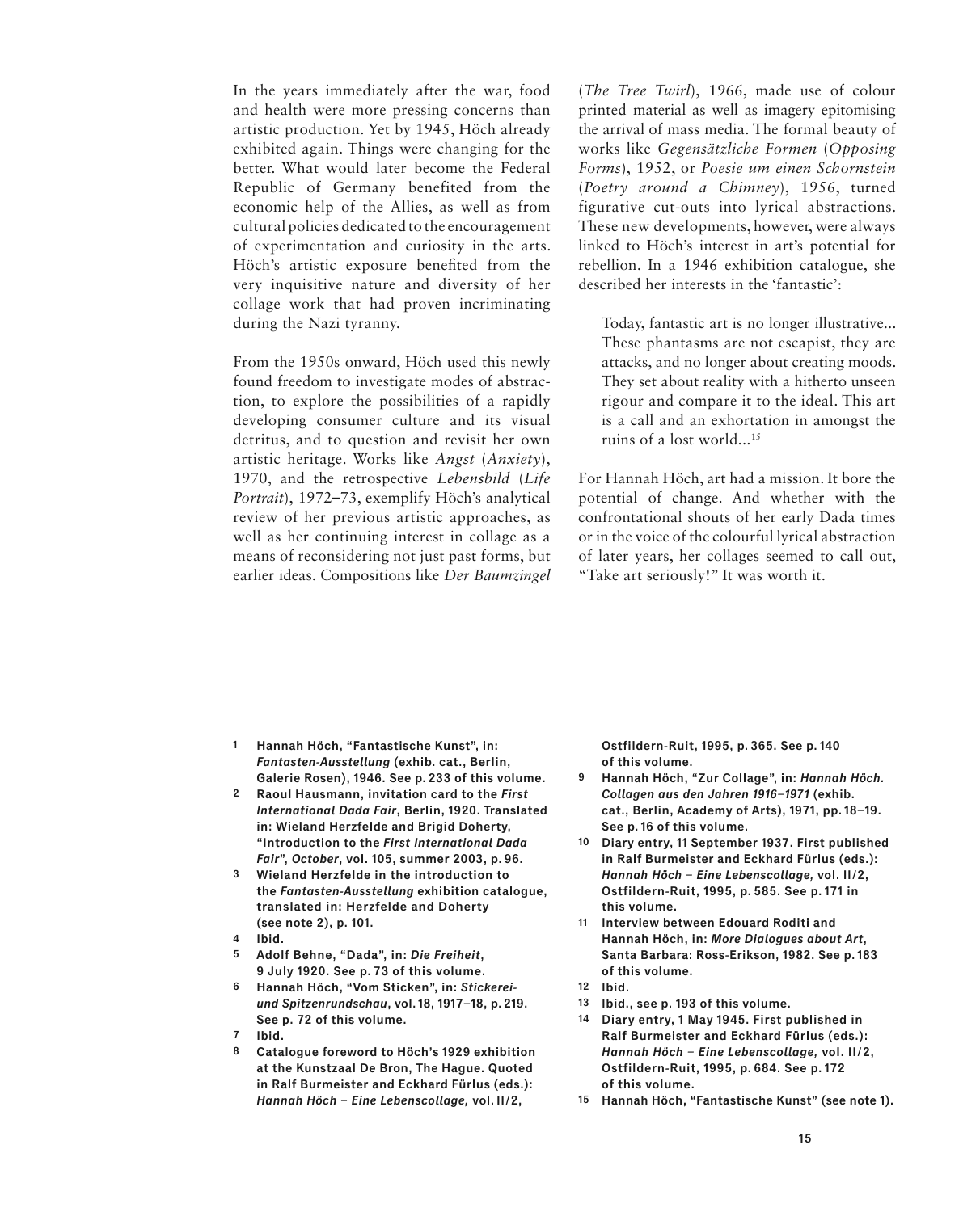In the years immediately after the war, food and health were more pressing concerns than artistic production. Yet by 1945, Höch already exhibited again. Things were changing for the better. What would later become the Federal Republic of Germany benefited from the economic help of the Allies, as well as from cultural policies dedicated to the encouragement of experimentation and curiosity in the arts. Höch's artistic exposure benefited from the very inquisitive nature and diversity of her collage work that had proven incriminating during the Nazi tyranny.

From the 1950s onward, Höch used this newly found freedom to investigate modes of abstraction, to explore the possibilities of a rapidly developing consumer culture and its visual detritus, and to question and revisit her own artistic heritage. Works like *Angst* (*Anxiety*), 1970, and the retrospective *Lebensbild* (*Life Portrait*), 1972–73, exemplify Höch's analytical review of her previous artistic approaches, as well as her continuing interest in collage as a means of reconsidering not just past forms, but earlier ideas. Compositions like *Der Baumzingel* (*The Tree Twirl*), 1966, made use of colour printed material as well as imagery epitomising the arrival of mass media. The formal beauty of works like *Gegensätzliche Formen* (*Opposing Forms*), 1952, or *Poesie um einen Schornstein* (*Poetry around a Chimney*), 1956, turned figurative cut-outs into lyrical abstractions. These new developments, however, were always linked to Höch's interest in art's potential for rebellion. In a 1946 exhibition catalogue, she described her interests in the 'fantastic':

> Today, fantastic art is no longer illustrative... These phantasms are not escapist, they are attacks, and no longer about creating moods. They set about reality with a hitherto unseen rigour and compare it to the ideal. This art is a call and an exhortation in amongst the ruins of a lost world...[15]

For Hannah Höch, art had a mission. It bore the potential of change. And whether with the confrontational shouts of her early Dada times or in the voice of the colourful lyrical abstraction of later years, her collages seemed to call out, "Take art seriously!" It was worth it.

1. Hannah Höch, "Fantastische Kunst", in: *Fantasten-Ausstellung* (exhib. cat., Berlin, Galerie Rosen), 1946. See p. 233 of this volume.
2. Raoul Hausmann, invitation card to the *First International Dada Fair*, Berlin, 1920. Translated in: Wieland Herzfelde and Brigid Doherty, "Introduction to the *First International Dada Fair*", *October*, vol. 105, summer 2003, p. 96.
3. Wieland Herzfelde in the introduction to the *Fantasten-Ausstellung* exhibition catalogue, translated in: Herzfelde and Doherty (see note 2), p. 101.
4. Ibid.
5. Adolf Behne, "Dada", in: *Die Freiheit*, 9 July 1920. See p. 73 of this volume.
6. Hannah Höch, "Vom Sticken", in: *Stickerei- und Spitzenrundschau*, vol. 18, 1917–18, p. 219. See p. 72 of this volume.
7. Ibid.
8. Catalogue foreword to Höch's 1929 exhibition at the Kunstzaal De Bron, The Hague. Quoted in Ralf Burmeister and Eckhard Fürlus (eds.): *Hannah Höch – Eine Lebenscollage,* vol. II/2, Ostfildern-Ruit, 1995, p. 365. See p. 140 of this volume.
9. Hannah Höch, "Zur Collage", in: *Hannah Höch. Collagen aus den Jahren 1916–1971* (exhib. cat., Berlin, Academy of Arts), 1971, pp. 18–19. See p. 16 of this volume.
10. Diary entry, 11 September 1937. First published in Ralf Burmeister and Eckhard Fürlus (eds.): *Hannah Höch – Eine Lebenscollage,* vol. II/2, Ostfildern-Ruit, 1995, p. 585. See p. 171 in this volume.
11. Interview between Edouard Roditi and Hannah Höch, in: *More Dialogues about Art*, Santa Barbara: Ross-Erikson, 1982. See p. 183 of this volume.
12. Ibid.
13. Ibid., see p. 193 of this volume.
14. Diary entry, 1 May 1945. First published in Ralf Burmeister and Eckhard Fürlus (eds.): *Hannah Höch – Eine Lebenscollage,* vol. II/2, Ostfildern-Ruit, 1995, p. 684. See p. 172 of this volume.
15. Hannah Höch, "Fantastische Kunst" (see note 1).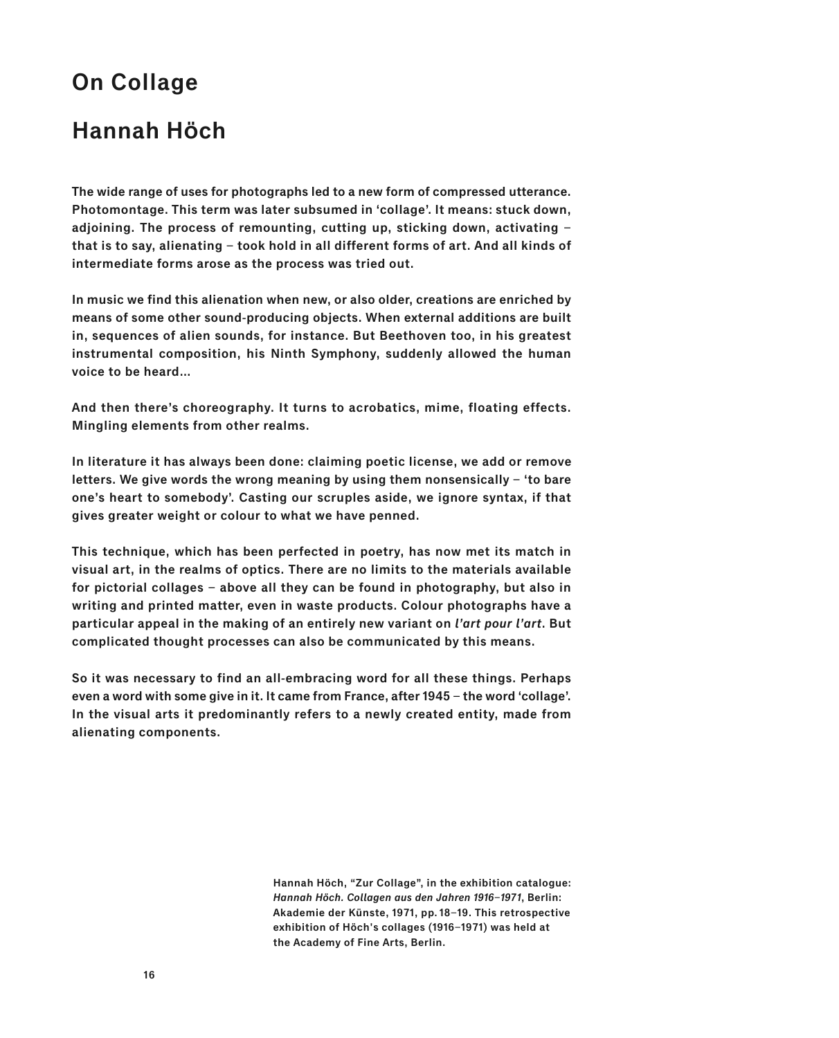# On Collage

## Hannah Höch

**The wide range of uses for photographs led to a new form of compressed utterance. Photomontage. This term was later subsumed in 'collage'. It means: stuck down, adjoining. The process of remounting, cutting up, sticking down, activating – that is to say, alienating – took hold in all different forms of art. And all kinds of intermediate forms arose as the process was tried out.**

**In music we find this alienation when new, or also older, creations are enriched by means of some other sound-producing objects. When external additions are built in, sequences of alien sounds, for instance. But Beethoven too, in his greatest instrumental composition, his Ninth Symphony, suddenly allowed the human voice to be heard…**

**And then there's choreography. It turns to acrobatics, mime, floating effects. Mingling elements from other realms.**

**In literature it has always been done: claiming poetic license, we add or remove letters. We give words the wrong meaning by using them nonsensically – 'to bare one's heart to somebody'. Casting our scruples aside, we ignore syntax, if that gives greater weight or colour to what we have penned.**

**This technique, which has been perfected in poetry, has now met its match in visual art, in the realms of optics. There are no limits to the materials available for pictorial collages – above all they can be found in photography, but also in writing and printed matter, even in waste products. Colour photographs have a particular appeal in the making of an entirely new variant on *l'art pour l'art*. But complicated thought processes can also be communicated by this means.**

**So it was necessary to find an all-embracing word for all these things. Perhaps even a word with some give in it. It came from France, after 1945 – the word 'collage'. In the visual arts it predominantly refers to a newly created entity, made from alienating components.**

**Hannah Höch, "Zur Collage", in the exhibition catalogue: *Hannah Höch. Collagen aus den Jahren 1916–1971*, Berlin: Akademie der Künste, 1971, pp. 18–19. This retrospective exhibition of Höch's collages (1916–1971) was held at the Academy of Fine Arts, Berlin.**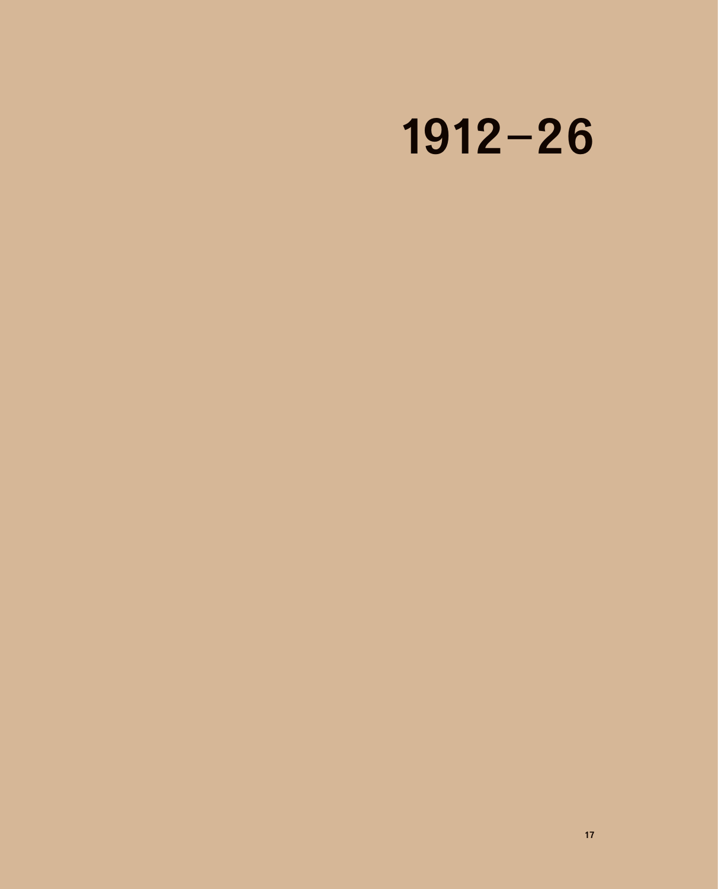# 1912–26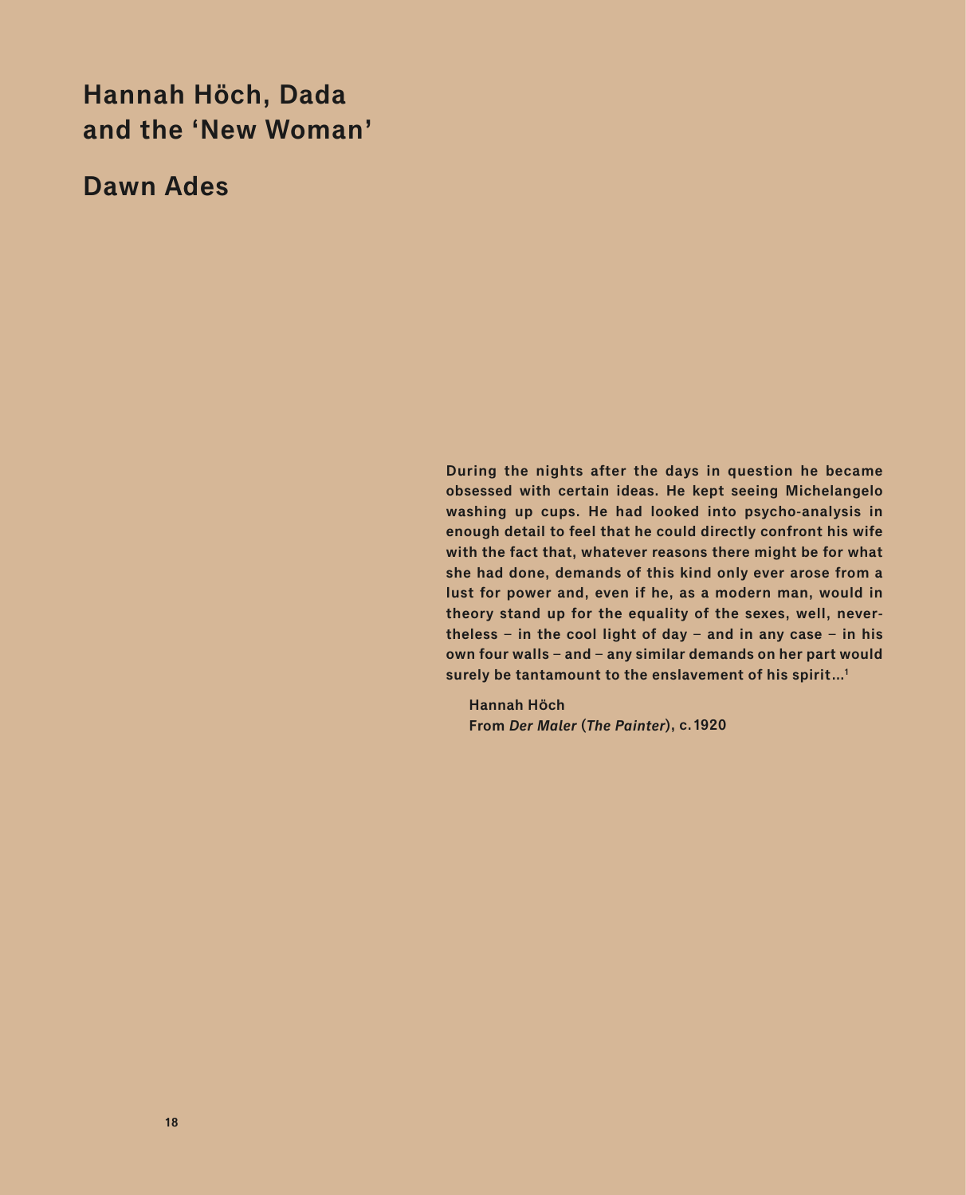# Hannah Höch, Dada and the 'New Woman'

## Dawn Ades

**During the nights after the days in question he became obsessed with certain ideas. He kept seeing Michelangelo washing up cups. He had looked into psycho-analysis in enough detail to feel that he could directly confront his wife with the fact that, whatever reasons there might be for what she had done, demands of this kind only ever arose from a lust for power and, even if he, as a modern man, would in theory stand up for the equality of the sexes, well, nevertheless – in the cool light of day – and in any case – in his own four walls – and – any similar demands on her part would surely be tantamount to the enslavement of his spirit…[1]**

**Hannah Höch**
**From *Der Maler* (*The Painter*), c. 1920**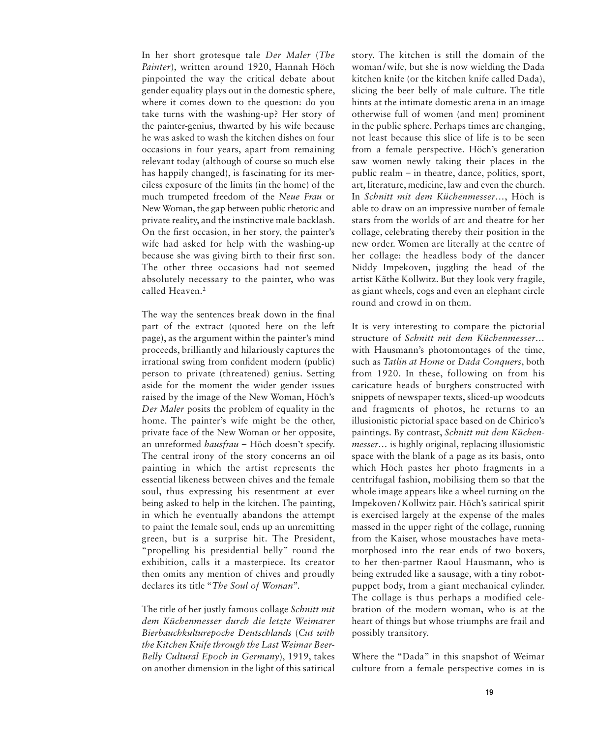In her short grotesque tale *Der Maler* (*The Painter*), written around 1920, Hannah Höch pinpointed the way the critical debate about gender equality plays out in the domestic sphere, where it comes down to the question: do you take turns with the washing-up? Her story of the painter-genius, thwarted by his wife because he was asked to wash the kitchen dishes on four occasions in four years, apart from remaining relevant today (although of course so much else has happily changed), is fascinating for its merciless exposure of the limits (in the home) of the much trumpeted freedom of the *Neue Frau* or New Woman, the gap between public rhetoric and private reality, and the instinctive male backlash. On the first occasion, in her story, the painter's wife had asked for help with the washing-up because she was giving birth to their first son. The other three occasions had not seemed absolutely necessary to the painter, who was called Heaven.[2]

The way the sentences break down in the final part of the extract (quoted here on the left page), as the argument within the painter's mind proceeds, brilliantly and hilariously captures the irrational swing from confident modern (public) person to private (threatened) genius. Setting aside for the moment the wider gender issues raised by the image of the New Woman, Höch's *Der Maler* posits the problem of equality in the home. The painter's wife might be the other, private face of the New Woman or her opposite, an unreformed *hausfrau* – Höch doesn't specify. The central irony of the story concerns an oil painting in which the artist represents the essential likeness between chives and the female soul, thus expressing his resentment at ever being asked to help in the kitchen. The painting, in which he eventually abandons the attempt to paint the female soul, ends up an unremitting green, but is a surprise hit. The President, "propelling his presidential belly" round the exhibition, calls it a masterpiece. Its creator then omits any mention of chives and proudly declares its title "*The Soul of Woman*".

The title of her justly famous collage *Schnitt mit dem Küchenmesser durch die letzte Weimarer Bierbauchkulturepoche Deutschlands* (*Cut with the Kitchen Knife through the Last Weimar Beer-Belly Cultural Epoch in Germany*), 1919, takes on another dimension in the light of this satirical story. The kitchen is still the domain of the woman/wife, but she is now wielding the Dada kitchen knife (or the kitchen knife called Dada), slicing the beer belly of male culture. The title hints at the intimate domestic arena in an image otherwise full of women (and men) prominent in the public sphere. Perhaps times are changing, not least because this slice of life is to be seen from a female perspective. Höch's generation saw women newly taking their places in the public realm – in theatre, dance, politics, sport, art, literature, medicine, law and even the church. In *Schnitt mit dem Küchenmesser…*, Höch is able to draw on an impressive number of female stars from the worlds of art and theatre for her collage, celebrating thereby their position in the new order. Women are literally at the centre of her collage: the headless body of the dancer Niddy Impekoven, juggling the head of the artist Käthe Kollwitz. But they look very fragile, as giant wheels, cogs and even an elephant circle round and crowd in on them.

It is very interesting to compare the pictorial structure of *Schnitt mit dem Küchenmesser…* with Hausmann's photomontages of the time, such as *Tatlin at Home* or *Dada Conquers*, both from 1920. In these, following on from his caricature heads of burghers constructed with snippets of newspaper texts, sliced-up woodcuts and fragments of photos, he returns to an illusionistic pictorial space based on de Chirico's paintings. By contrast, *Schnitt mit dem Küchenmesser…* is highly original, replacing illusionistic space with the blank of a page as its basis, onto which Höch pastes her photo fragments in a centrifugal fashion, mobilising them so that the whole image appears like a wheel turning on the Impekoven/Kollwitz pair. Höch's satirical spirit is exercised largely at the expense of the males massed in the upper right of the collage, running from the Kaiser, whose moustaches have metamorphosed into the rear ends of two boxers, to her then-partner Raoul Hausmann, who is being extruded like a sausage, with a tiny robot-puppet body, from a giant mechanical cylinder. The collage is thus perhaps a modified celebration of the modern woman, who is at the heart of things but whose triumphs are frail and possibly transitory.

Where the "Dada" in this snapshot of Weimar culture from a female perspective comes in is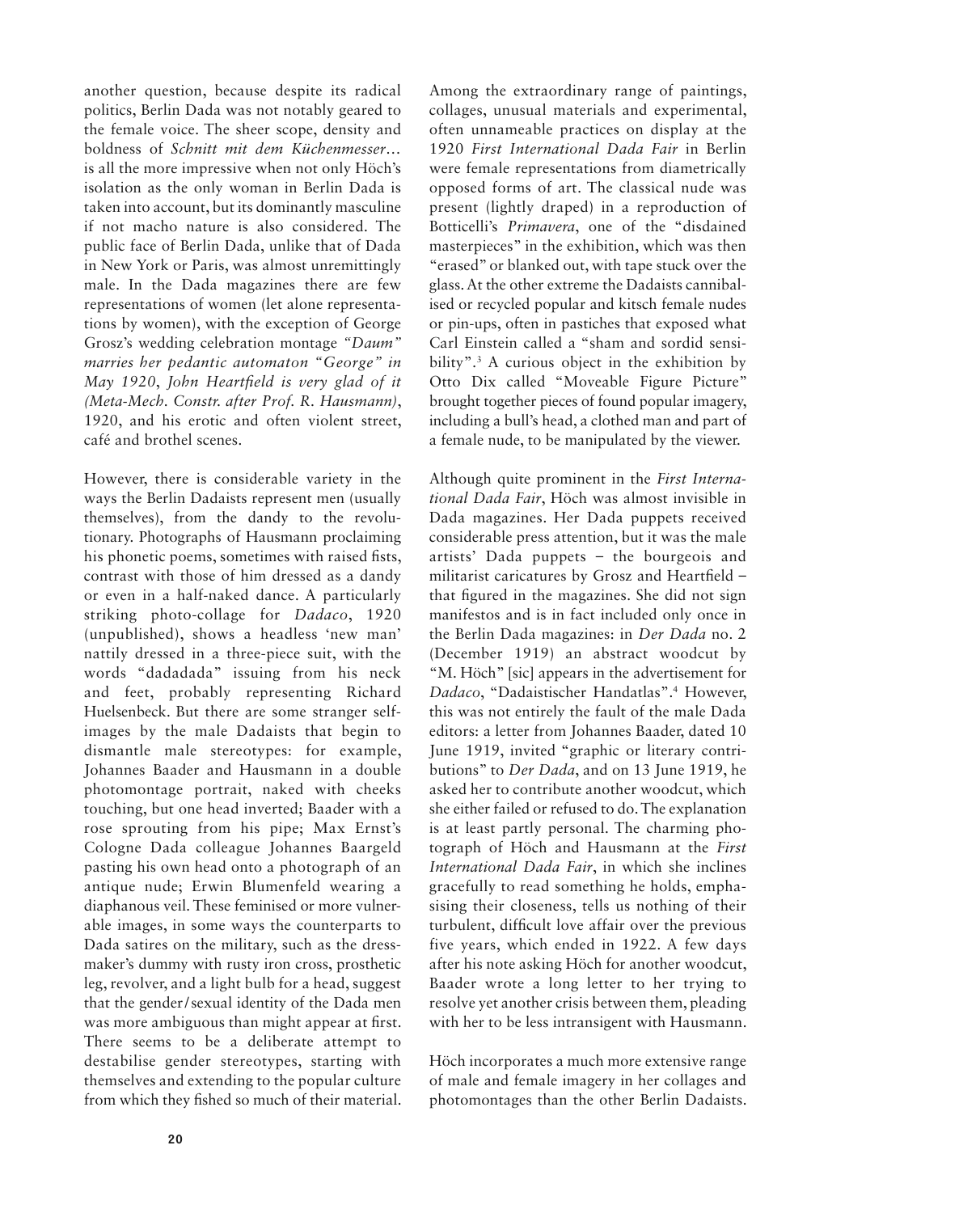another question, because despite its radical politics, Berlin Dada was not notably geared to the female voice. The sheer scope, density and boldness of *Schnitt mit dem Küchenmesser…* is all the more impressive when not only Höch's isolation as the only woman in Berlin Dada is taken into account, but its dominantly masculine if not macho nature is also considered. The public face of Berlin Dada, unlike that of Dada in New York or Paris, was almost unremittingly male. In the Dada magazines there are few representations of women (let alone representations by women), with the exception of George Grosz's wedding celebration montage *"Daum" marries her pedantic automaton "George" in May 1920, John Heartfield is very glad of it (Meta-Mech. Constr. after Prof. R. Hausmann)*, 1920, and his erotic and often violent street, café and brothel scenes.

However, there is considerable variety in the ways the Berlin Dadaists represent men (usually themselves), from the dandy to the revolutionary. Photographs of Hausmann proclaiming his phonetic poems, sometimes with raised fists, contrast with those of him dressed as a dandy or even in a half-naked dance. A particularly striking photo-collage for *Dadaco*, 1920 (unpublished), shows a headless 'new man' nattily dressed in a three-piece suit, with the words "dadadada" issuing from his neck and feet, probably representing Richard Huelsenbeck. But there are some stranger self-images by the male Dadaists that begin to dismantle male stereotypes: for example, Johannes Baader and Hausmann in a double photomontage portrait, naked with cheeks touching, but one head inverted; Baader with a rose sprouting from his pipe; Max Ernst's Cologne Dada colleague Johannes Baargeld pasting his own head onto a photograph of an antique nude; Erwin Blumenfeld wearing a diaphanous veil. These feminised or more vulnerable images, in some ways the counterparts to Dada satires on the military, such as the dressmaker's dummy with rusty iron cross, prosthetic leg, revolver, and a light bulb for a head, suggest that the gender/sexual identity of the Dada men was more ambiguous than might appear at first. There seems to be a deliberate attempt to destabilise gender stereotypes, starting with themselves and extending to the popular culture from which they fished so much of their material.

Among the extraordinary range of paintings, collages, unusual materials and experimental, often unnameable practices on display at the 1920 *First International Dada Fair* in Berlin were female representations from diametrically opposed forms of art. The classical nude was present (lightly draped) in a reproduction of Botticelli's *Primavera*, one of the "disdained masterpieces" in the exhibition, which was then "erased" or blanked out, with tape stuck over the glass. At the other extreme the Dadaists cannibalised or recycled popular and kitsch female nudes or pin-ups, often in pastiches that exposed what Carl Einstein called a "sham and sordid sensibility".[3] A curious object in the exhibition by Otto Dix called "Moveable Figure Picture" brought together pieces of found popular imagery, including a bull's head, a clothed man and part of a female nude, to be manipulated by the viewer.

Although quite prominent in the *First International Dada Fair*, Höch was almost invisible in Dada magazines. Her Dada puppets received considerable press attention, but it was the male artists' Dada puppets – the bourgeois and militarist caricatures by Grosz and Heartfield – that figured in the magazines. She did not sign manifestos and is in fact included only once in the Berlin Dada magazines: in *Der Dada* no. 2 (December 1919) an abstract woodcut by "M. Höch" [sic] appears in the advertisement for *Dadaco*, "Dadaistischer Handatlas".[4] However, this was not entirely the fault of the male Dada editors: a letter from Johannes Baader, dated 10 June 1919, invited "graphic or literary contributions" to *Der Dada*, and on 13 June 1919, he asked her to contribute another woodcut, which she either failed or refused to do. The explanation is at least partly personal. The charming photograph of Höch and Hausmann at the *First International Dada Fair*, in which she inclines gracefully to read something he holds, emphasising their closeness, tells us nothing of their turbulent, difficult love affair over the previous five years, which ended in 1922. A few days after his note asking Höch for another woodcut, Baader wrote a long letter to her trying to resolve yet another crisis between them, pleading with her to be less intransigent with Hausmann.

Höch incorporates a much more extensive range of male and female imagery in her collages and photomontages than the other Berlin Dadaists.